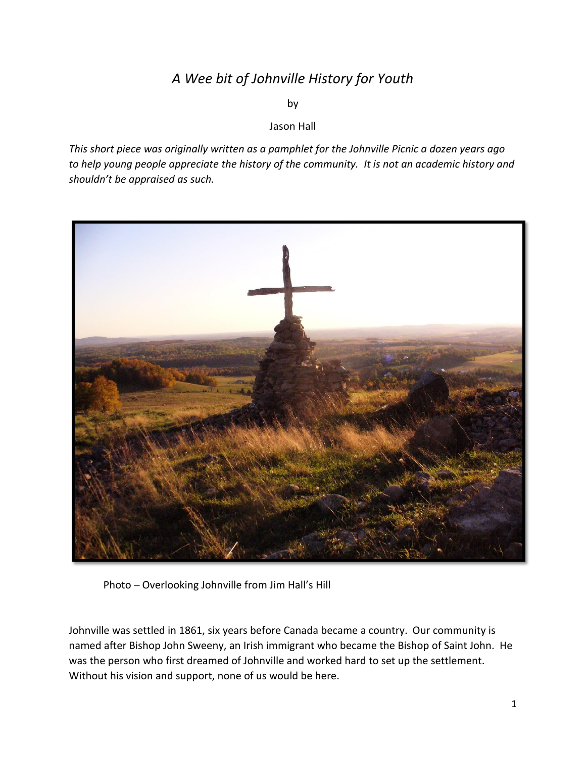# *A Wee bit of Johnville History for Youth*

by

Jason Hall

*This short piece was originally written as a pamphlet for the Johnville Picnic a dozen years ago to help young people appreciate the history of the community. It is not an academic history and shouldn't be appraised as such.*

Photo – Overlooking Johnville from Jim Hall's Hill

Johnville was settled in 1861, six years before Canada became a country. Our community is named after Bishop John Sweeny, an Irish immigrant who became the Bishop of Saint John. He was the person who first dreamed of Johnville and worked hard to set up the settlement. Without his vision and support, none of us would be here.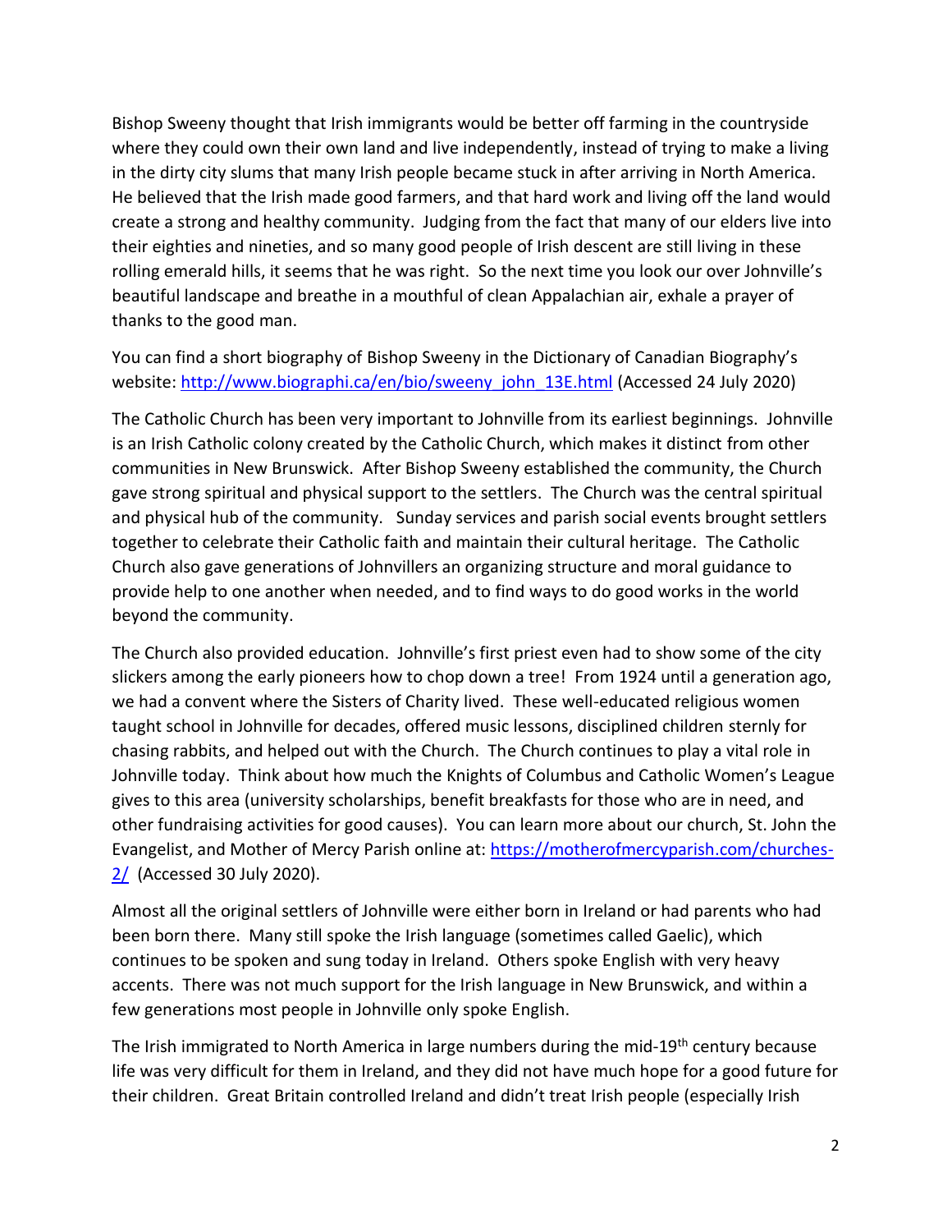Bishop Sweeny thought that Irish immigrants would be better off farming in the countryside where they could own their own land and live independently, instead of trying to make a living in the dirty city slums that many Irish people became stuck in after arriving in North America. He believed that the Irish made good farmers, and that hard work and living off the land would create a strong and healthy community. Judging from the fact that many of our elders live into their eighties and nineties, and so many good people of Irish descent are still living in these rolling emerald hills, it seems that he was right. So the next time you look our over Johnville's beautiful landscape and breathe in a mouthful of clean Appalachian air, exhale a prayer of thanks to the good man.

You can find a short biography of Bishop Sweeny in the Dictionary of Canadian Biography's website: [http://www.biographi.ca/en/bio/sweeny_john_13E.html](http://www.biographi.ca/en/bio/sweeny_john_13E.html) (Accessed 24 July 2020)

The Catholic Church has been very important to Johnville from its earliest beginnings. Johnville is an Irish Catholic colony created by the Catholic Church, which makes it distinct from other communities in New Brunswick. After Bishop Sweeny established the community, the Church gave strong spiritual and physical support to the settlers. The Church was the central spiritual and physical hub of the community. Sunday services and parish social events brought settlers together to celebrate their Catholic faith and maintain their cultural heritage. The Catholic Church also gave generations of Johnvillers an organizing structure and moral guidance to provide help to one another when needed, and to find ways to do good works in the world beyond the community.

The Church also provided education. Johnville's first priest even had to show some of the city slickers among the early pioneers how to chop down a tree! From 1924 until a generation ago, we had a convent where the Sisters of Charity lived. These well-educated religious women taught school in Johnville for decades, offered music lessons, disciplined children sternly for chasing rabbits, and helped out with the Church. The Church continues to play a vital role in Johnville today. Think about how much the Knights of Columbus and Catholic Women's League gives to this area (university scholarships, benefit breakfasts for those who are in need, and other fundraising activities for good causes). You can learn more about our church, St. John the Evangelist, and Mother of Mercy Parish online at: [https://motherofmercyparish.com/churches-2/](https://motherofmercyparish.com/churches-2/) (Accessed 30 July 2020).

Almost all the original settlers of Johnville were either born in Ireland or had parents who had been born there. Many still spoke the Irish language (sometimes called Gaelic), which continues to be spoken and sung today in Ireland. Others spoke English with very heavy accents. There was not much support for the Irish language in New Brunswick, and within a few generations most people in Johnville only spoke English.

The Irish immigrated to North America in large numbers during the mid-19th century because life was very difficult for them in Ireland, and they did not have much hope for a good future for their children. Great Britain controlled Ireland and didn't treat Irish people (especially Irish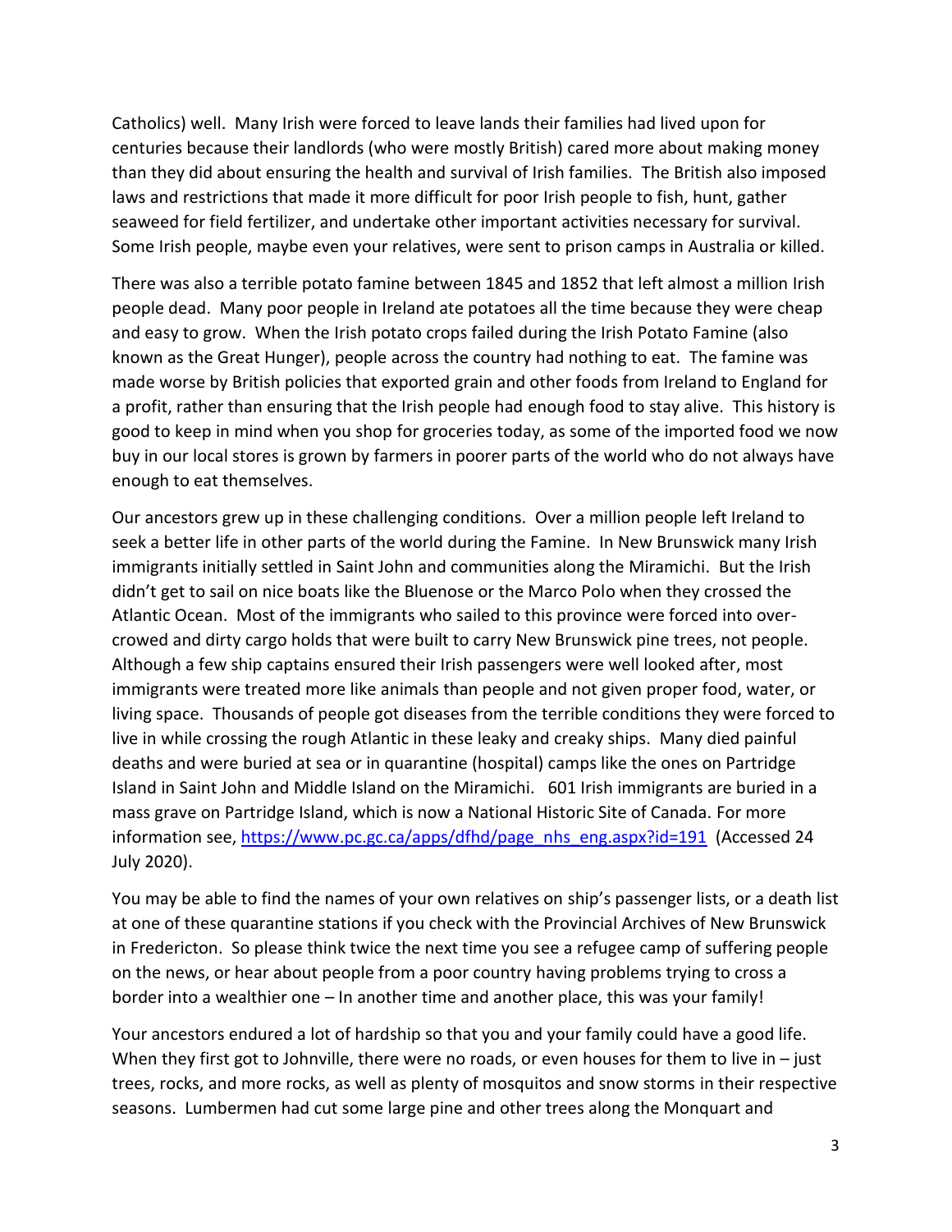Catholics) well. Many Irish were forced to leave lands their families had lived upon for centuries because their landlords (who were mostly British) cared more about making money than they did about ensuring the health and survival of Irish families. The British also imposed laws and restrictions that made it more difficult for poor Irish people to fish, hunt, gather seaweed for field fertilizer, and undertake other important activities necessary for survival. Some Irish people, maybe even your relatives, were sent to prison camps in Australia or killed.

There was also a terrible potato famine between 1845 and 1852 that left almost a million Irish people dead. Many poor people in Ireland ate potatoes all the time because they were cheap and easy to grow. When the Irish potato crops failed during the Irish Potato Famine (also known as the Great Hunger), people across the country had nothing to eat. The famine was made worse by British policies that exported grain and other foods from Ireland to England for a profit, rather than ensuring that the Irish people had enough food to stay alive. This history is good to keep in mind when you shop for groceries today, as some of the imported food we now buy in our local stores is grown by farmers in poorer parts of the world who do not always have enough to eat themselves.

Our ancestors grew up in these challenging conditions. Over a million people left Ireland to seek a better life in other parts of the world during the Famine. In New Brunswick many Irish immigrants initially settled in Saint John and communities along the Miramichi. But the Irish didn't get to sail on nice boats like the Bluenose or the Marco Polo when they crossed the Atlantic Ocean. Most of the immigrants who sailed to this province were forced into over-crowed and dirty cargo holds that were built to carry New Brunswick pine trees, not people. Although a few ship captains ensured their Irish passengers were well looked after, most immigrants were treated more like animals than people and not given proper food, water, or living space. Thousands of people got diseases from the terrible conditions they were forced to live in while crossing the rough Atlantic in these leaky and creaky ships. Many died painful deaths and were buried at sea or in quarantine (hospital) camps like the ones on Partridge Island in Saint John and Middle Island on the Miramichi. 601 Irish immigrants are buried in a mass grave on Partridge Island, which is now a National Historic Site of Canada. For more information see, https://www.pc.gc.ca/apps/dfhd/page_nhs_eng.aspx?id=191 (Accessed 24 July 2020).

You may be able to find the names of your own relatives on ship's passenger lists, or a death list at one of these quarantine stations if you check with the Provincial Archives of New Brunswick in Fredericton. So please think twice the next time you see a refugee camp of suffering people on the news, or hear about people from a poor country having problems trying to cross a border into a wealthier one – In another time and another place, this was your family!

Your ancestors endured a lot of hardship so that you and your family could have a good life. When they first got to Johnville, there were no roads, or even houses for them to live in – just trees, rocks, and more rocks, as well as plenty of mosquitos and snow storms in their respective seasons. Lumbermen had cut some large pine and other trees along the Monquart and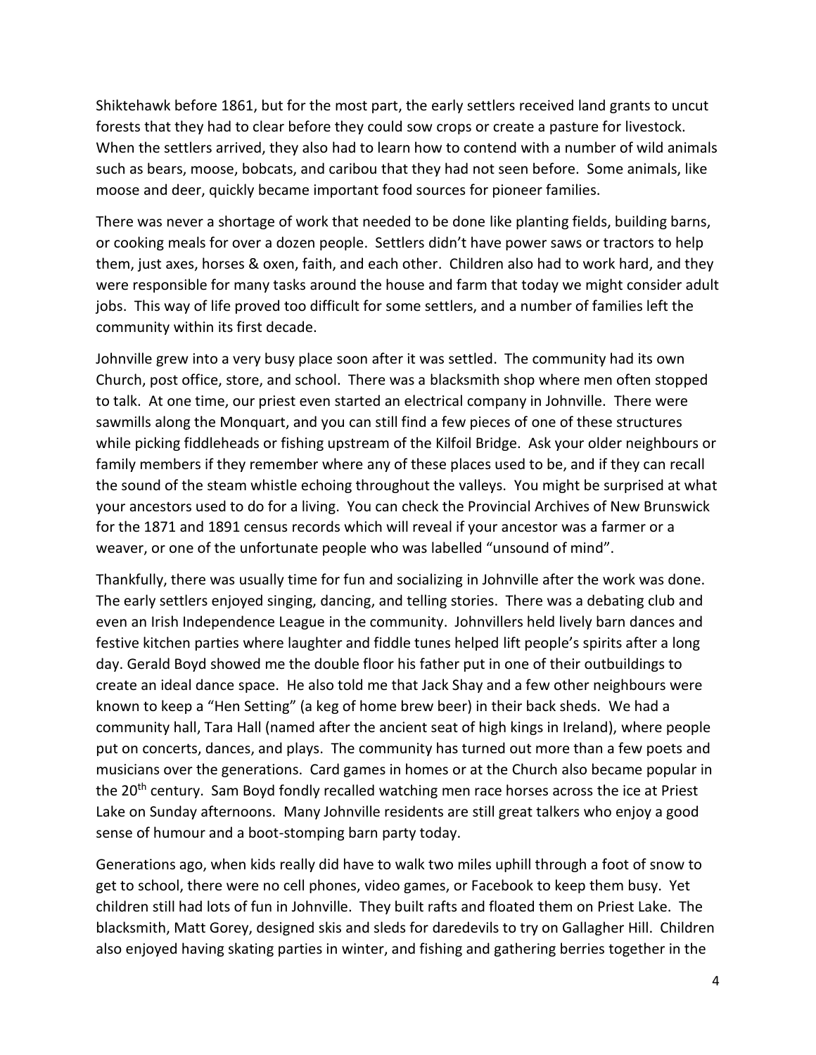Shiktehawk before 1861, but for the most part, the early settlers received land grants to uncut forests that they had to clear before they could sow crops or create a pasture for livestock. When the settlers arrived, they also had to learn how to contend with a number of wild animals such as bears, moose, bobcats, and caribou that they had not seen before. Some animals, like moose and deer, quickly became important food sources for pioneer families.

There was never a shortage of work that needed to be done like planting fields, building barns, or cooking meals for over a dozen people. Settlers didn't have power saws or tractors to help them, just axes, horses & oxen, faith, and each other. Children also had to work hard, and they were responsible for many tasks around the house and farm that today we might consider adult jobs. This way of life proved too difficult for some settlers, and a number of families left the community within its first decade.

Johnville grew into a very busy place soon after it was settled. The community had its own Church, post office, store, and school. There was a blacksmith shop where men often stopped to talk. At one time, our priest even started an electrical company in Johnville. There were sawmills along the Monquart, and you can still find a few pieces of one of these structures while picking fiddleheads or fishing upstream of the Kilfoil Bridge. Ask your older neighbours or family members if they remember where any of these places used to be, and if they can recall the sound of the steam whistle echoing throughout the valleys. You might be surprised at what your ancestors used to do for a living. You can check the Provincial Archives of New Brunswick for the 1871 and 1891 census records which will reveal if your ancestor was a farmer or a weaver, or one of the unfortunate people who was labelled "unsound of mind".

Thankfully, there was usually time for fun and socializing in Johnville after the work was done. The early settlers enjoyed singing, dancing, and telling stories. There was a debating club and even an Irish Independence League in the community. Johnvillers held lively barn dances and festive kitchen parties where laughter and fiddle tunes helped lift people's spirits after a long day. Gerald Boyd showed me the double floor his father put in one of their outbuildings to create an ideal dance space. He also told me that Jack Shay and a few other neighbours were known to keep a "Hen Setting" (a keg of home brew beer) in their back sheds. We had a community hall, Tara Hall (named after the ancient seat of high kings in Ireland), where people put on concerts, dances, and plays. The community has turned out more than a few poets and musicians over the generations. Card games in homes or at the Church also became popular in the 20th century. Sam Boyd fondly recalled watching men race horses across the ice at Priest Lake on Sunday afternoons. Many Johnville residents are still great talkers who enjoy a good sense of humour and a boot-stomping barn party today.

Generations ago, when kids really did have to walk two miles uphill through a foot of snow to get to school, there were no cell phones, video games, or Facebook to keep them busy. Yet children still had lots of fun in Johnville. They built rafts and floated them on Priest Lake. The blacksmith, Matt Gorey, designed skis and sleds for daredevils to try on Gallagher Hill. Children also enjoyed having skating parties in winter, and fishing and gathering berries together in the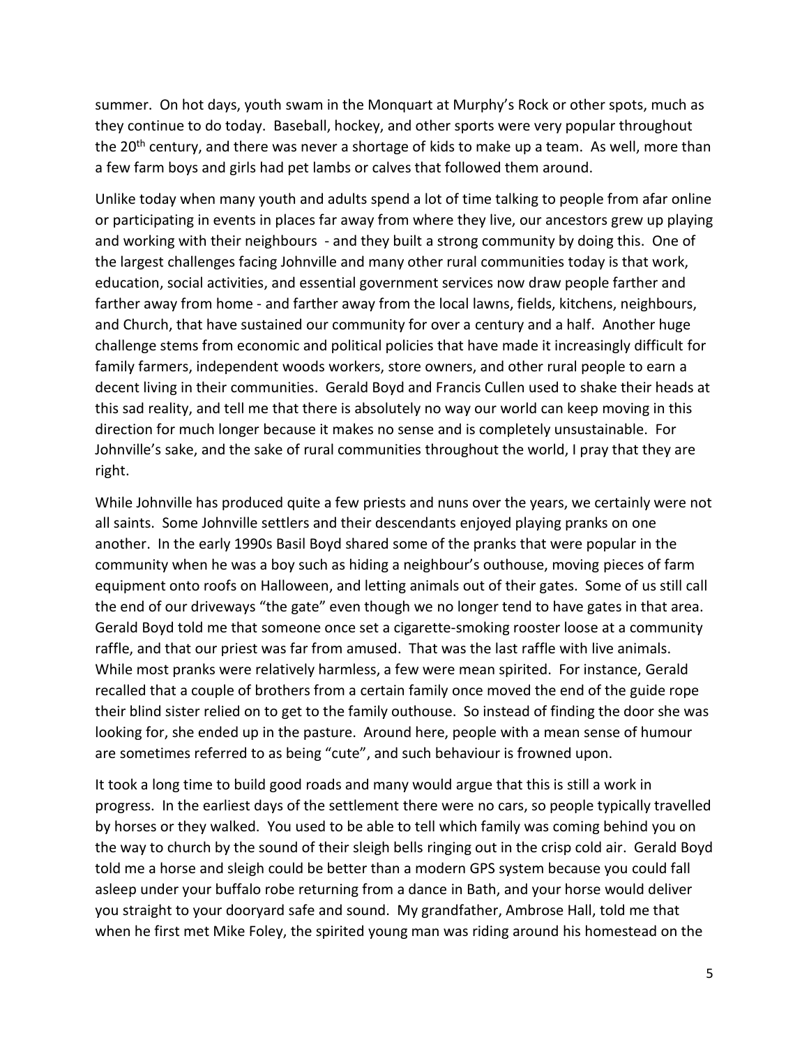summer. On hot days, youth swam in the Monquart at Murphy's Rock or other spots, much as they continue to do today. Baseball, hockey, and other sports were very popular throughout the 20th century, and there was never a shortage of kids to make up a team. As well, more than a few farm boys and girls had pet lambs or calves that followed them around.

Unlike today when many youth and adults spend a lot of time talking to people from afar online or participating in events in places far away from where they live, our ancestors grew up playing and working with their neighbours - and they built a strong community by doing this. One of the largest challenges facing Johnville and many other rural communities today is that work, education, social activities, and essential government services now draw people farther and farther away from home - and farther away from the local lawns, fields, kitchens, neighbours, and Church, that have sustained our community for over a century and a half. Another huge challenge stems from economic and political policies that have made it increasingly difficult for family farmers, independent woods workers, store owners, and other rural people to earn a decent living in their communities. Gerald Boyd and Francis Cullen used to shake their heads at this sad reality, and tell me that there is absolutely no way our world can keep moving in this direction for much longer because it makes no sense and is completely unsustainable. For Johnville's sake, and the sake of rural communities throughout the world, I pray that they are right.

While Johnville has produced quite a few priests and nuns over the years, we certainly were not all saints. Some Johnville settlers and their descendants enjoyed playing pranks on one another. In the early 1990s Basil Boyd shared some of the pranks that were popular in the community when he was a boy such as hiding a neighbour's outhouse, moving pieces of farm equipment onto roofs on Halloween, and letting animals out of their gates. Some of us still call the end of our driveways "the gate" even though we no longer tend to have gates in that area. Gerald Boyd told me that someone once set a cigarette-smoking rooster loose at a community raffle, and that our priest was far from amused. That was the last raffle with live animals. While most pranks were relatively harmless, a few were mean spirited. For instance, Gerald recalled that a couple of brothers from a certain family once moved the end of the guide rope their blind sister relied on to get to the family outhouse. So instead of finding the door she was looking for, she ended up in the pasture. Around here, people with a mean sense of humour are sometimes referred to as being "cute", and such behaviour is frowned upon.

It took a long time to build good roads and many would argue that this is still a work in progress. In the earliest days of the settlement there were no cars, so people typically travelled by horses or they walked. You used to be able to tell which family was coming behind you on the way to church by the sound of their sleigh bells ringing out in the crisp cold air. Gerald Boyd told me a horse and sleigh could be better than a modern GPS system because you could fall asleep under your buffalo robe returning from a dance in Bath, and your horse would deliver you straight to your dooryard safe and sound. My grandfather, Ambrose Hall, told me that when he first met Mike Foley, the spirited young man was riding around his homestead on the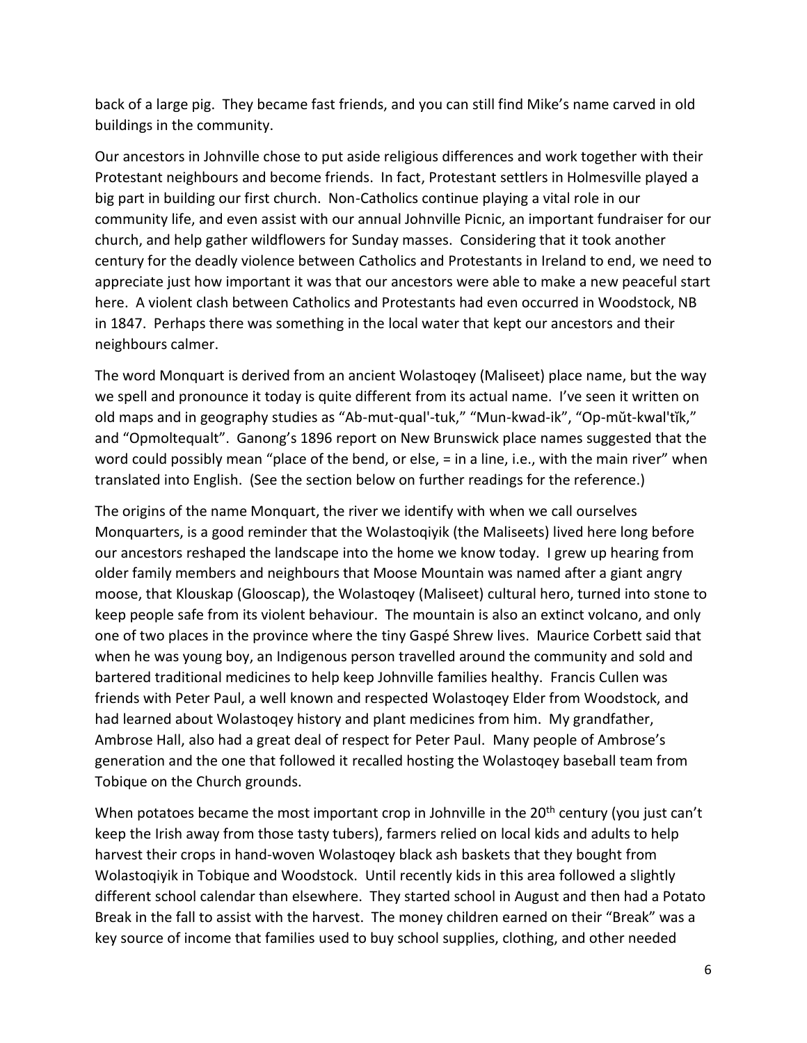back of a large pig. They became fast friends, and you can still find Mike's name carved in old buildings in the community.

Our ancestors in Johnville chose to put aside religious differences and work together with their Protestant neighbours and become friends. In fact, Protestant settlers in Holmesville played a big part in building our first church. Non-Catholics continue playing a vital role in our community life, and even assist with our annual Johnville Picnic, an important fundraiser for our church, and help gather wildflowers for Sunday masses. Considering that it took another century for the deadly violence between Catholics and Protestants in Ireland to end, we need to appreciate just how important it was that our ancestors were able to make a new peaceful start here. A violent clash between Catholics and Protestants had even occurred in Woodstock, NB in 1847. Perhaps there was something in the local water that kept our ancestors and their neighbours calmer.

The word Monquart is derived from an ancient Wolastoqey (Maliseet) place name, but the way we spell and pronounce it today is quite different from its actual name. I've seen it written on old maps and in geography studies as "Ab-mut-qual'-tuk," "Mun-kwad-ik", "Op-mŭt-kwal'tĭk," and "Opmoltequalt". Ganong's 1896 report on New Brunswick place names suggested that the word could possibly mean "place of the bend, or else, = in a line, i.e., with the main river" when translated into English. (See the section below on further readings for the reference.)

The origins of the name Monquart, the river we identify with when we call ourselves Monquarters, is a good reminder that the Wolastoqiyik (the Maliseets) lived here long before our ancestors reshaped the landscape into the home we know today. I grew up hearing from older family members and neighbours that Moose Mountain was named after a giant angry moose, that Klouskap (Glooscap), the Wolastoqey (Maliseet) cultural hero, turned into stone to keep people safe from its violent behaviour. The mountain is also an extinct volcano, and only one of two places in the province where the tiny Gaspé Shrew lives. Maurice Corbett said that when he was young boy, an Indigenous person travelled around the community and sold and bartered traditional medicines to help keep Johnville families healthy. Francis Cullen was friends with Peter Paul, a well known and respected Wolastoqey Elder from Woodstock, and had learned about Wolastoqey history and plant medicines from him. My grandfather, Ambrose Hall, also had a great deal of respect for Peter Paul. Many people of Ambrose's generation and the one that followed it recalled hosting the Wolastoqey baseball team from Tobique on the Church grounds.

When potatoes became the most important crop in Johnville in the 20th century (you just can't keep the Irish away from those tasty tubers), farmers relied on local kids and adults to help harvest their crops in hand-woven Wolastoqey black ash baskets that they bought from Wolastoqiyik in Tobique and Woodstock. Until recently kids in this area followed a slightly different school calendar than elsewhere. They started school in August and then had a Potato Break in the fall to assist with the harvest. The money children earned on their "Break" was a key source of income that families used to buy school supplies, clothing, and other needed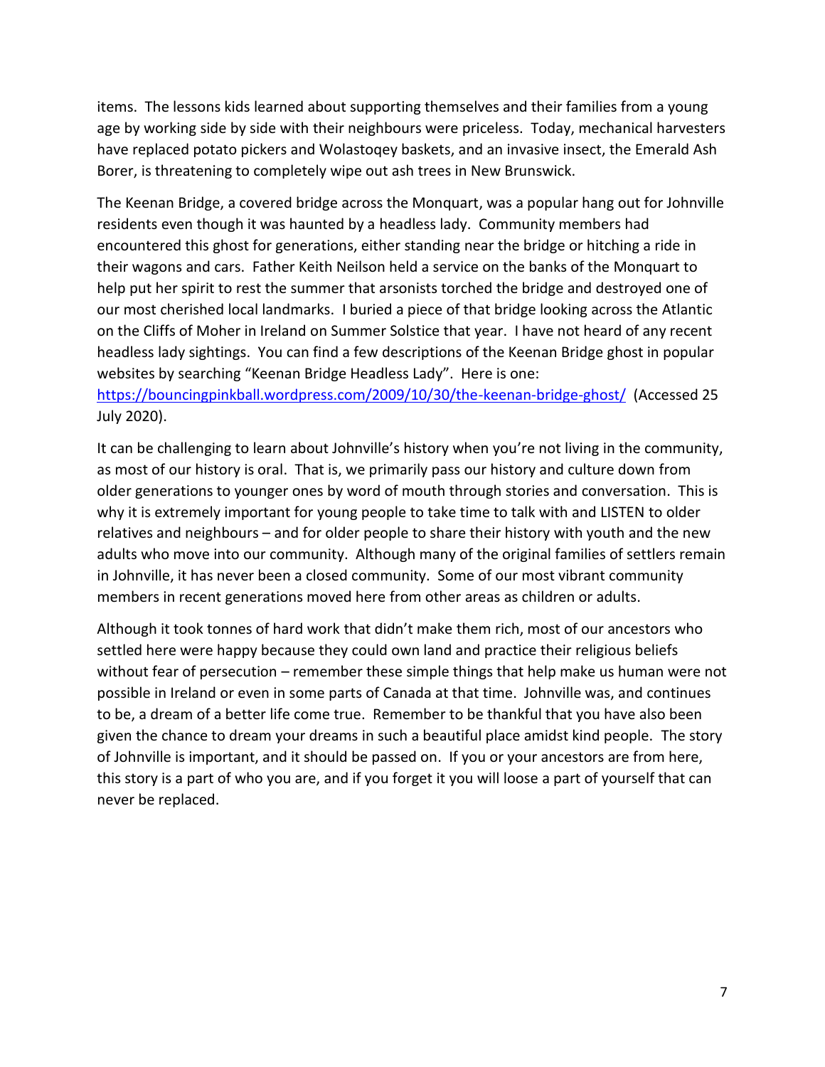items. The lessons kids learned about supporting themselves and their families from a young age by working side by side with their neighbours were priceless. Today, mechanical harvesters have replaced potato pickers and Wolastoqey baskets, and an invasive insect, the Emerald Ash Borer, is threatening to completely wipe out ash trees in New Brunswick.

The Keenan Bridge, a covered bridge across the Monquart, was a popular hang out for Johnville residents even though it was haunted by a headless lady. Community members had encountered this ghost for generations, either standing near the bridge or hitching a ride in their wagons and cars. Father Keith Neilson held a service on the banks of the Monquart to help put her spirit to rest the summer that arsonists torched the bridge and destroyed one of our most cherished local landmarks. I buried a piece of that bridge looking across the Atlantic on the Cliffs of Moher in Ireland on Summer Solstice that year. I have not heard of any recent headless lady sightings. You can find a few descriptions of the Keenan Bridge ghost in popular websites by searching "Keenan Bridge Headless Lady". Here is one: https://bouncingpinkball.wordpress.com/2009/10/30/the-keenan-bridge-ghost/ (Accessed 25 July 2020).

It can be challenging to learn about Johnville's history when you're not living in the community, as most of our history is oral. That is, we primarily pass our history and culture down from older generations to younger ones by word of mouth through stories and conversation. This is why it is extremely important for young people to take time to talk with and LISTEN to older relatives and neighbours – and for older people to share their history with youth and the new adults who move into our community. Although many of the original families of settlers remain in Johnville, it has never been a closed community. Some of our most vibrant community members in recent generations moved here from other areas as children or adults.

Although it took tonnes of hard work that didn't make them rich, most of our ancestors who settled here were happy because they could own land and practice their religious beliefs without fear of persecution – remember these simple things that help make us human were not possible in Ireland or even in some parts of Canada at that time. Johnville was, and continues to be, a dream of a better life come true. Remember to be thankful that you have also been given the chance to dream your dreams in such a beautiful place amidst kind people. The story of Johnville is important, and it should be passed on. If you or your ancestors are from here, this story is a part of who you are, and if you forget it you will loose a part of yourself that can never be replaced.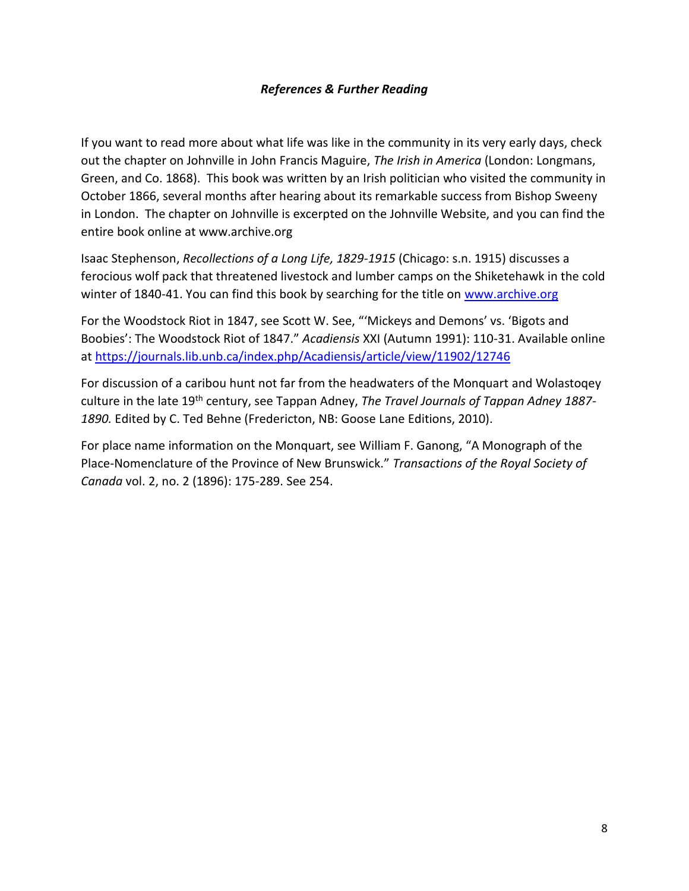### ***References & Further Reading***

If you want to read more about what life was like in the community in its very early days, check out the chapter on Johnville in John Francis Maguire, *The Irish in America* (London: Longmans, Green, and Co. 1868). This book was written by an Irish politician who visited the community in October 1866, several months after hearing about its remarkable success from Bishop Sweeny in London. The chapter on Johnville is excerpted on the Johnville Website, and you can find the entire book online at www.archive.org

Isaac Stephenson, *Recollections of a Long Life, 1829-1915* (Chicago: s.n. 1915) discusses a ferocious wolf pack that threatened livestock and lumber camps on the Shiketehawk in the cold winter of 1840-41. You can find this book by searching for the title on www.archive.org

For the Woodstock Riot in 1847, see Scott W. See, "'Mickeys and Demons' vs. 'Bigots and Boobies': The Woodstock Riot of 1847." *Acadiensis* XXI (Autumn 1991): 110-31. Available online at https://journals.lib.unb.ca/index.php/Acadiensis/article/view/11902/12746

For discussion of a caribou hunt not far from the headwaters of the Monquart and Wolastoqey culture in the late 19th century, see Tappan Adney, *The Travel Journals of Tappan Adney 1887-1890.* Edited by C. Ted Behne (Fredericton, NB: Goose Lane Editions, 2010).

For place name information on the Monquart, see William F. Ganong, "A Monograph of the Place-Nomenclature of the Province of New Brunswick." *Transactions of the Royal Society of Canada* vol. 2, no. 2 (1896): 175-289. See 254.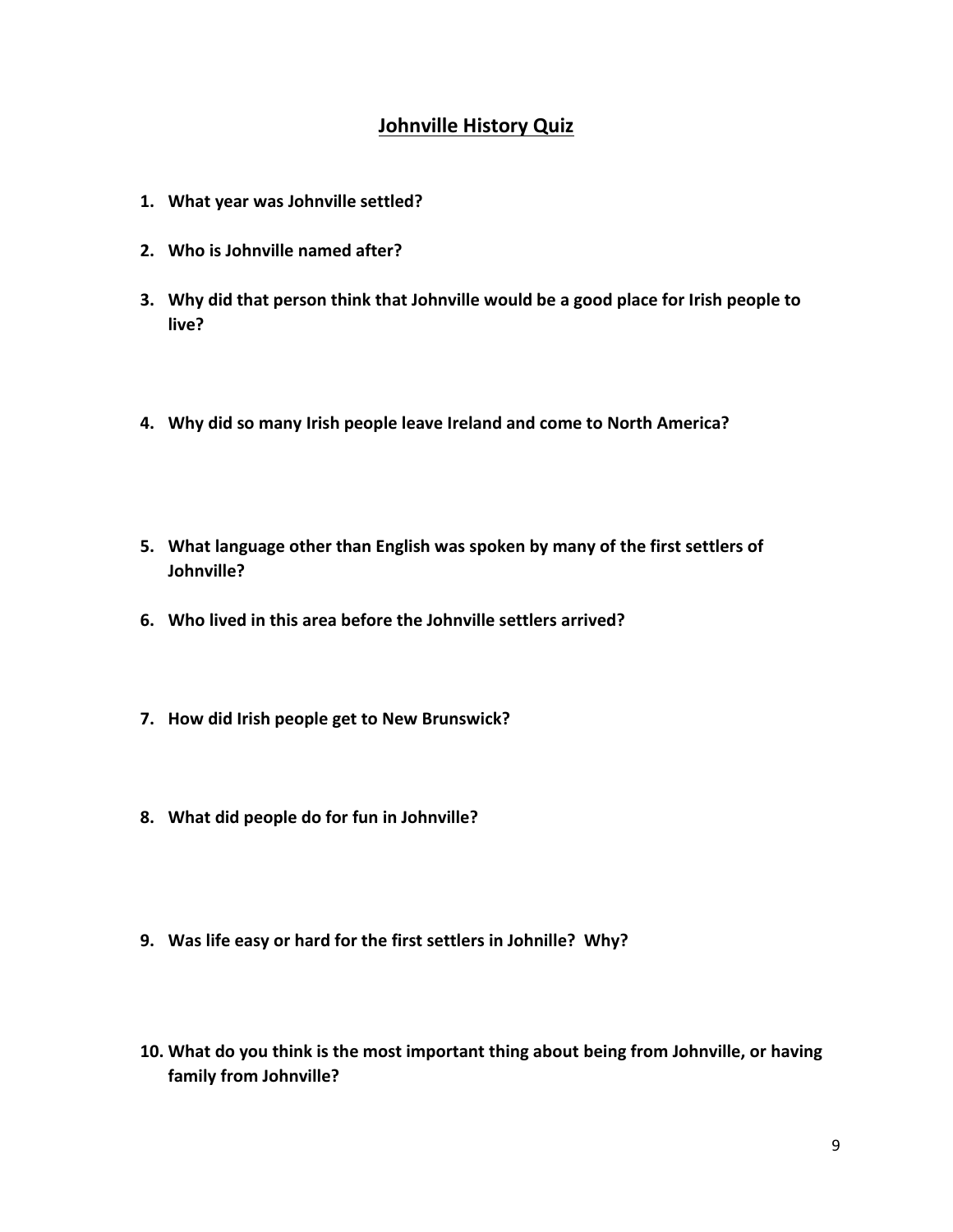# Johnville History Quiz

1. **What year was Johnville settled?**

2. **Who is Johnville named after?**

3. **Why did that person think that Johnville would be a good place for Irish people to live?**

4. **Why did so many Irish people leave Ireland and come to North America?**

5. **What language other than English was spoken by many of the first settlers of Johnville?**

6. **Who lived in this area before the Johnville settlers arrived?**

7. **How did Irish people get to New Brunswick?**

8. **What did people do for fun in Johnville?**

9. **Was life easy or hard for the first settlers in Johnille? Why?**

10. **What do you think is the most important thing about being from Johnville, or having family from Johnville?**